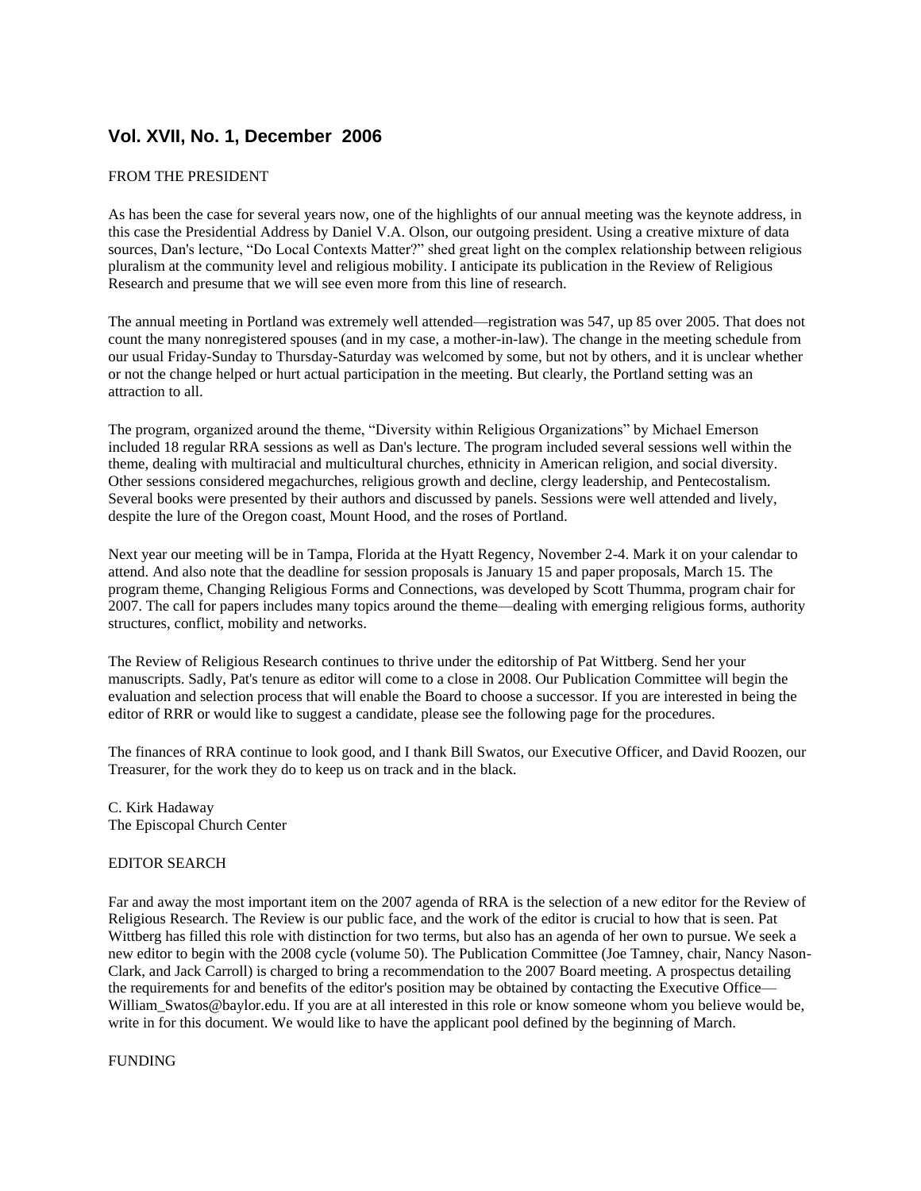## Vol. XVII, No. 1, December 2006

### FROM THE PRESIDENT

As has been the case for several years now, one of the highlights of our annual meeting was the keynote address, in this case the Presidential Address by Daniel V.A. Olson, our outgoing president. Using a creative mixture of data sources, Dan's lecture, "Do Local Contexts Matter?" shed great light on the complex relationship between religious pluralism at the community level and religious mobility. I anticipate its publication in the Review of Religious Research and presume that we will see even more from this line of research.

The annual meeting in Portland was extremely well attended—registration was 547, up 85 over 2005. That does not count the many nonregistered spouses (and in my case, a mother-in-law). The change in the meeting schedule from our usual Friday-Sunday to Thursday-Saturday was welcomed by some, but not by others, and it is unclear whether or not the change helped or hurt actual participation in the meeting. But clearly, the Portland setting was an attraction to all.

The program, organized around the theme, "Diversity within Religious Organizations" by Michael Emerson included 18 regular RRA sessions as well as Dan's lecture. The program included several sessions well within the theme, dealing with multiracial and multicultural churches, ethnicity in American religion, and social diversity. Other sessions considered megachurches, religious growth and decline, clergy leadership, and Pentecostalism. Several books were presented by their authors and discussed by panels. Sessions were well attended and lively, despite the lure of the Oregon coast, Mount Hood, and the roses of Portland.

Next year our meeting will be in Tampa, Florida at the Hyatt Regency, November 2-4. Mark it on your calendar to attend. And also note that the deadline for session proposals is January 15 and paper proposals, March 15. The program theme, Changing Religious Forms and Connections, was developed by Scott Thumma, program chair for 2007. The call for papers includes many topics around the theme—dealing with emerging religious forms, authority structures, conflict, mobility and networks.

The Review of Religious Research continues to thrive under the editorship of Pat Wittberg. Send her your manuscripts. Sadly, Pat's tenure as editor will come to a close in 2008. Our Publication Committee will begin the evaluation and selection process that will enable the Board to choose a successor. If you are interested in being the editor of RRR or would like to suggest a candidate, please see the following page for the procedures.

The finances of RRA continue to look good, and I thank Bill Swatos, our Executive Officer, and David Roozen, our Treasurer, for the work they do to keep us on track and in the black.

C. Kirk Hadaway
The Episcopal Church Center

### EDITOR SEARCH

Far and away the most important item on the 2007 agenda of RRA is the selection of a new editor for the Review of Religious Research. The Review is our public face, and the work of the editor is crucial to how that is seen. Pat Wittberg has filled this role with distinction for two terms, but also has an agenda of her own to pursue. We seek a new editor to begin with the 2008 cycle (volume 50). The Publication Committee (Joe Tamney, chair, Nancy Nason-Clark, and Jack Carroll) is charged to bring a recommendation to the 2007 Board meeting. A prospectus detailing the requirements for and benefits of the editor's position may be obtained by contacting the Executive Office—William_Swatos@baylor.edu. If you are at all interested in this role or know someone whom you believe would be, write in for this document. We would like to have the applicant pool defined by the beginning of March.

### FUNDING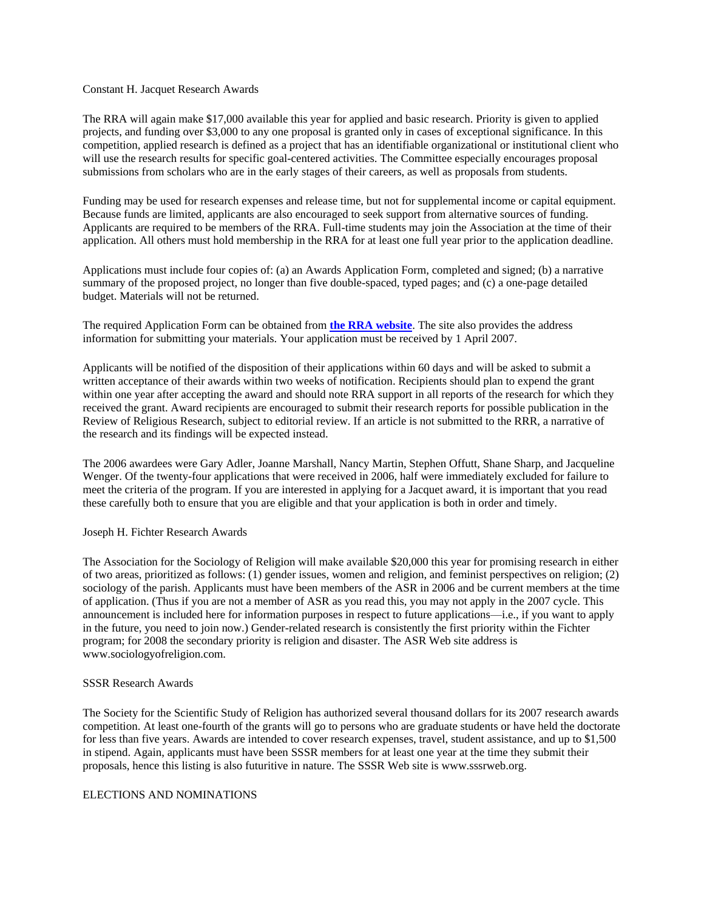## Constant H. Jacquet Research Awards

The RRA will again make $17,000 available this year for applied and basic research. Priority is given to applied projects, and funding over $3,000 to any one proposal is granted only in cases of exceptional significance. In this competition, applied research is defined as a project that has an identifiable organizational or institutional client who will use the research results for specific goal-centered activities. The Committee especially encourages proposal submissions from scholars who are in the early stages of their careers, as well as proposals from students.

Funding may be used for research expenses and release time, but not for supplemental income or capital equipment. Because funds are limited, applicants are also encouraged to seek support from alternative sources of funding. Applicants are required to be members of the RRA. Full-time students may join the Association at the time of their application. All others must hold membership in the RRA for at least one full year prior to the application deadline.

Applications must include four copies of: (a) an Awards Application Form, completed and signed; (b) a narrative summary of the proposed project, no longer than five double-spaced, typed pages; and (c) a one-page detailed budget. Materials will not be returned.

The required Application Form can be obtained from **the RRA website**. The site also provides the address information for submitting your materials. Your application must be received by 1 April 2007.

Applicants will be notified of the disposition of their applications within 60 days and will be asked to submit a written acceptance of their awards within two weeks of notification. Recipients should plan to expend the grant within one year after accepting the award and should note RRA support in all reports of the research for which they received the grant. Award recipients are encouraged to submit their research reports for possible publication in the Review of Religious Research, subject to editorial review. If an article is not submitted to the RRR, a narrative of the research and its findings will be expected instead.

The 2006 awardees were Gary Adler, Joanne Marshall, Nancy Martin, Stephen Offutt, Shane Sharp, and Jacqueline Wenger. Of the twenty-four applications that were received in 2006, half were immediately excluded for failure to meet the criteria of the program. If you are interested in applying for a Jacquet award, it is important that you read these carefully both to ensure that you are eligible and that your application is both in order and timely.

## Joseph H. Fichter Research Awards

The Association for the Sociology of Religion will make available $20,000 this year for promising research in either of two areas, prioritized as follows: (1) gender issues, women and religion, and feminist perspectives on religion; (2) sociology of the parish. Applicants must have been members of the ASR in 2006 and be current members at the time of application. (Thus if you are not a member of ASR as you read this, you may not apply in the 2007 cycle. This announcement is included here for information purposes in respect to future applications—i.e., if you want to apply in the future, you need to join now.) Gender-related research is consistently the first priority within the Fichter program; for 2008 the secondary priority is religion and disaster. The ASR Web site address is www.sociologyofreligion.com.

## SSSR Research Awards

The Society for the Scientific Study of Religion has authorized several thousand dollars for its 2007 research awards competition. At least one-fourth of the grants will go to persons who are graduate students or have held the doctorate for less than five years. Awards are intended to cover research expenses, travel, student assistance, and up to $1,500 in stipend. Again, applicants must have been SSSR members for at least one year at the time they submit their proposals, hence this listing is also futuritive in nature. The SSSR Web site is www.sssrweb.org.

# ELECTIONS AND NOMINATIONS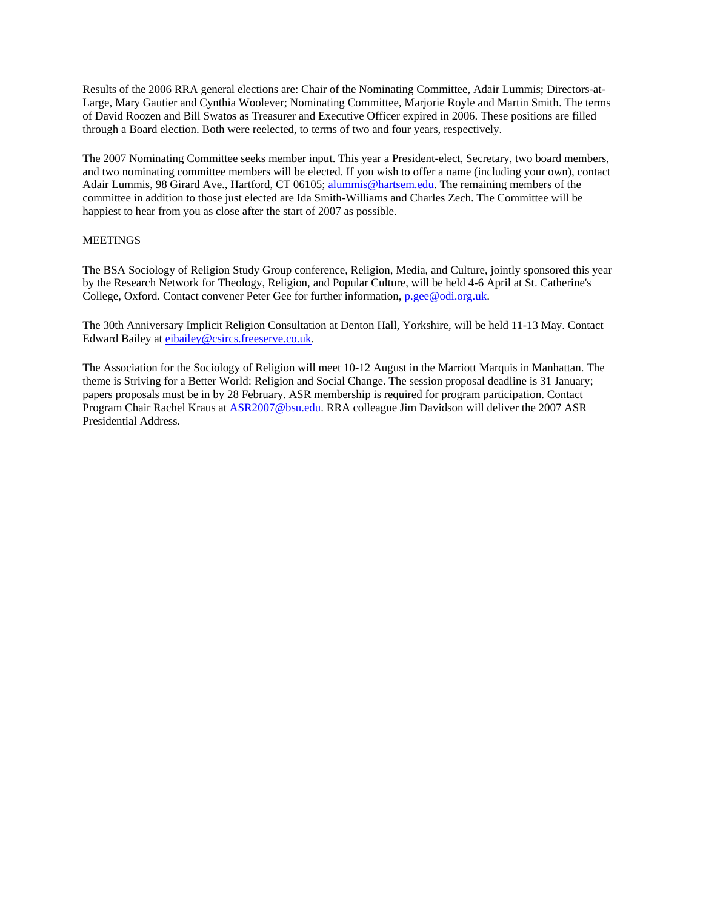Results of the 2006 RRA general elections are: Chair of the Nominating Committee, Adair Lummis; Directors-at-Large, Mary Gautier and Cynthia Woolever; Nominating Committee, Marjorie Royle and Martin Smith. The terms of David Roozen and Bill Swatos as Treasurer and Executive Officer expired in 2006. These positions are filled through a Board election. Both were reelected, to terms of two and four years, respectively.

The 2007 Nominating Committee seeks member input. This year a President-elect, Secretary, two board members, and two nominating committee members will be elected. If you wish to offer a name (including your own), contact Adair Lummis, 98 Girard Ave., Hartford, CT 06105; alummis@hartsem.edu. The remaining members of the committee in addition to those just elected are Ida Smith-Williams and Charles Zech. The Committee will be happiest to hear from you as close after the start of 2007 as possible.

MEETINGS

The BSA Sociology of Religion Study Group conference, Religion, Media, and Culture, jointly sponsored this year by the Research Network for Theology, Religion, and Popular Culture, will be held 4-6 April at St. Catherine's College, Oxford. Contact convener Peter Gee for further information, p.gee@odi.org.uk.

The 30th Anniversary Implicit Religion Consultation at Denton Hall, Yorkshire, will be held 11-13 May. Contact Edward Bailey at eibailey@csircs.freeserve.co.uk.

The Association for the Sociology of Religion will meet 10-12 August in the Marriott Marquis in Manhattan. The theme is Striving for a Better World: Religion and Social Change. The session proposal deadline is 31 January; papers proposals must be in by 28 February. ASR membership is required for program participation. Contact Program Chair Rachel Kraus at ASR2007@bsu.edu. RRA colleague Jim Davidson will deliver the 2007 ASR Presidential Address.